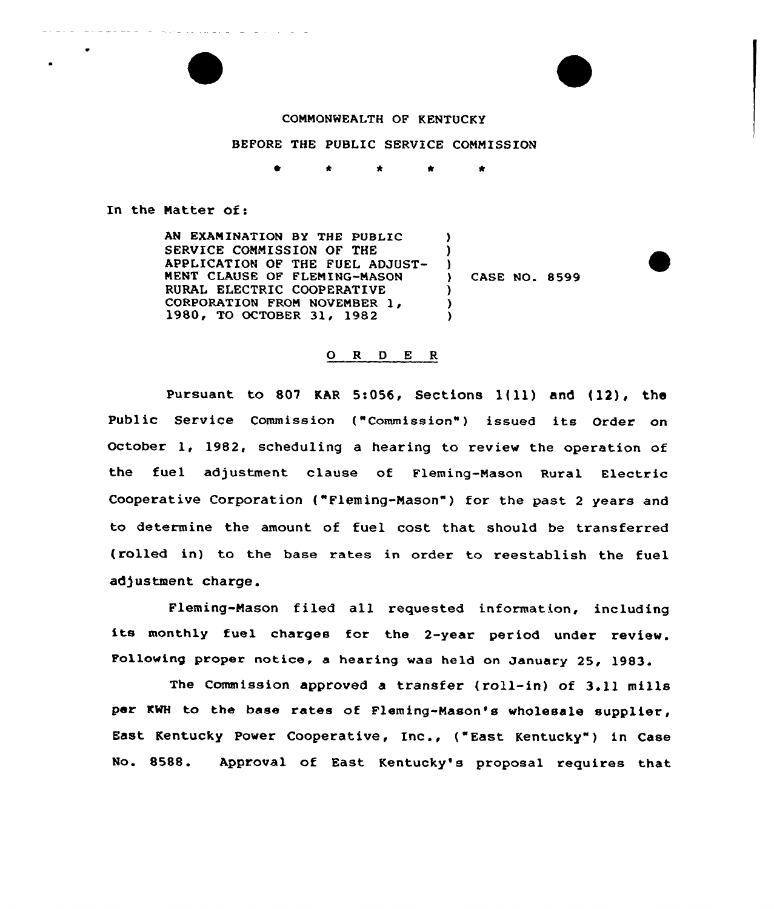COMMONWEALTH OF KENTUCKY

BEFORE THE PUBLIC SERVICE COMMISSION

\* \* \* \* \*

In the Matter of:

AN EXAMINATION BY THE PUBLIC SERVICE COMMISSION OF THE APPLICATION OF THE FUEL ADJUSTMENT CLAUSE OF FLEMING-MASON RURAL ELECTRIC COOPERATIVE CORPORATION FROM NOVEMBER 1, 1980, TO OCTOBER 31, 1982 ) CASE NO. 8599

## O R D E R

Pursuant to 807 KAR 5:056, Sections 1(11) and (12), the Public Service Commission ("Commission") issued its Order on October 1, 1982, scheduling a hearing to review the operation of the fuel adjustment clause of Fleming-Mason Rural Electric Cooperative Corporation ("Fleming-Mason") for the past 2 years and to determine the amount of fuel cost that should be transferred (rolled in) to the base rates in order to reestablish the fuel adjustment charge.

Fleming-Mason filed all requested information, including its monthly fuel charges for the 2-year period under review. Following proper notice, a hearing was held on January 25, 1983.

The Commission approved a transfer (roll-in) of 3.11 mills per KWH to the base rates of Fleming-Mason's wholesale supplier, East Kentucky Power Cooperative, Inc., ("East Kentucky") in Case No. 8588. Approval of East Kentucky's proposal requires that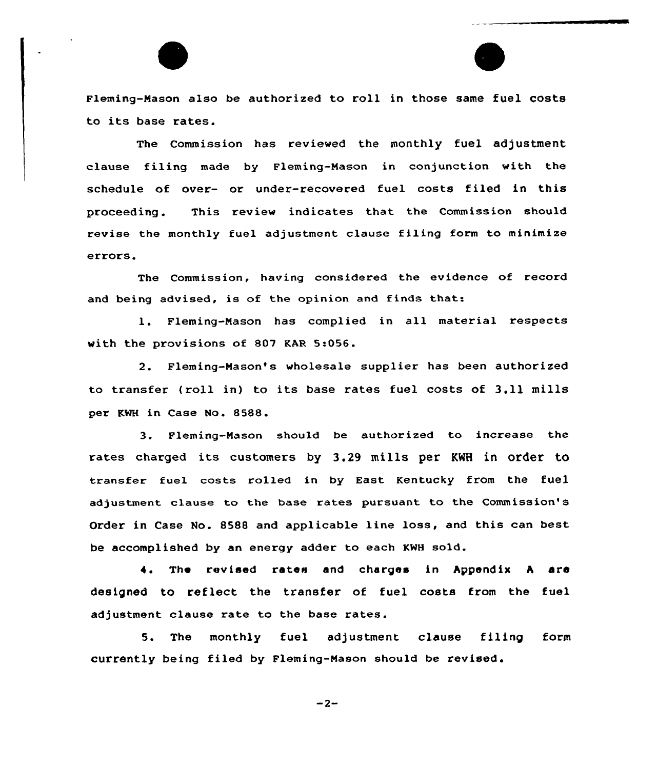Fleming-Mason also be authorized to roll in those same fuel costs to its base rates.

The Commission has reviewed the monthly fuel adjustment clause filing made by Fleming-Mason in conjunction with the schedule of over- or under-recovered fuel costs filed in this proceeding. This review indicates that the Commission should revise the monthly fuel adjustment clause filing form to minimize errors.

The Commission, having considered the evidence of record and being advised, is of the opinion and finds that:

1. Fleming-Mason has complied in all material respects with the provisions of 807 KAR 5:056.

2. Fleming-Mason's wholesale supplier has been authorized to transfer (roll in) to its base rates fuel costs of 3.11 mills per KWH in Case No. 8588.

3. Fleming-Mason should be authorized to increase the rates charged its customers by 3.29 mills per KWH in order to transfer fuel costs rolled in by East Kentucky from the fuel adjustment clause to the base rates pursuant to the Commission's Order in Case No. 8588 and applicable line loss, and this can best be accomplished by an energy adder to each KWH sold.

4. The revised rates and charges in Appendix A are designed to reflect the transfer of fuel costs from the fuel adjustment clause rate to the base rates.

5. The monthly fuel adjustment clause filing form currently being filed by Fleming-Mason should be revised.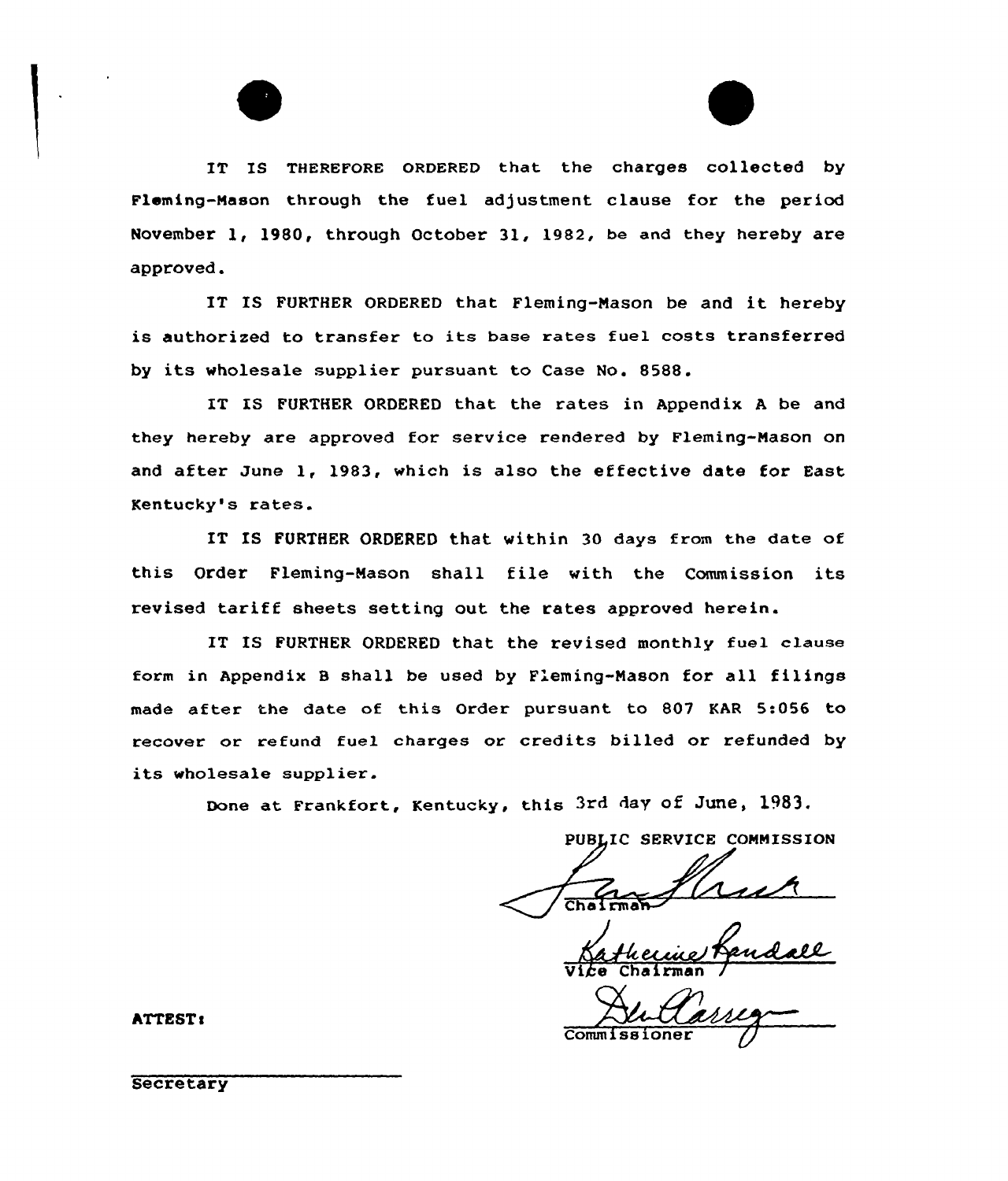IT IS THEREFORE ORDERED that the charges collected by Fleming-Mason through the fuel adjustment clause for the period November 1, 1980, through October 31, 1982, be and they hereby are approved.

IT IS FURTHER ORDERED that Fleming-Mason be and it hereby is authorized to transfer to its base rates fuel costs transferred by its wholesale supplier pursuant to Case No. 8588.

IT IS FURTHER ORDERED that the rates in Appendix A be and they hereby are approved for service rendered by Fleming-Mason on and after June 1, 1983, which is also the effective date for East Kentucky's rates.

IT IS FURTHER ORDERED that within 30 days from the date of this Order Fleming-Mason shall file with the Commission its revised tariff sheets setting out the rates approved herein.

IT IS FURTHER ORDERED that the revised monthly fuel clause form in Appendix B shall be used by Fleming-Mason for all filings made after the date of this Order pursuant to 807 KAR 5:056 to recover or refund fuel charges or credits billed or refunded by its wholesale supplier.

Done at Frankfort, Kentucky, this 3rd day of June, 1983.

PUBLIC SERVICE COMMISSION

Chairman

Vice Chairman

Commissioner

ATTEST:

Secretary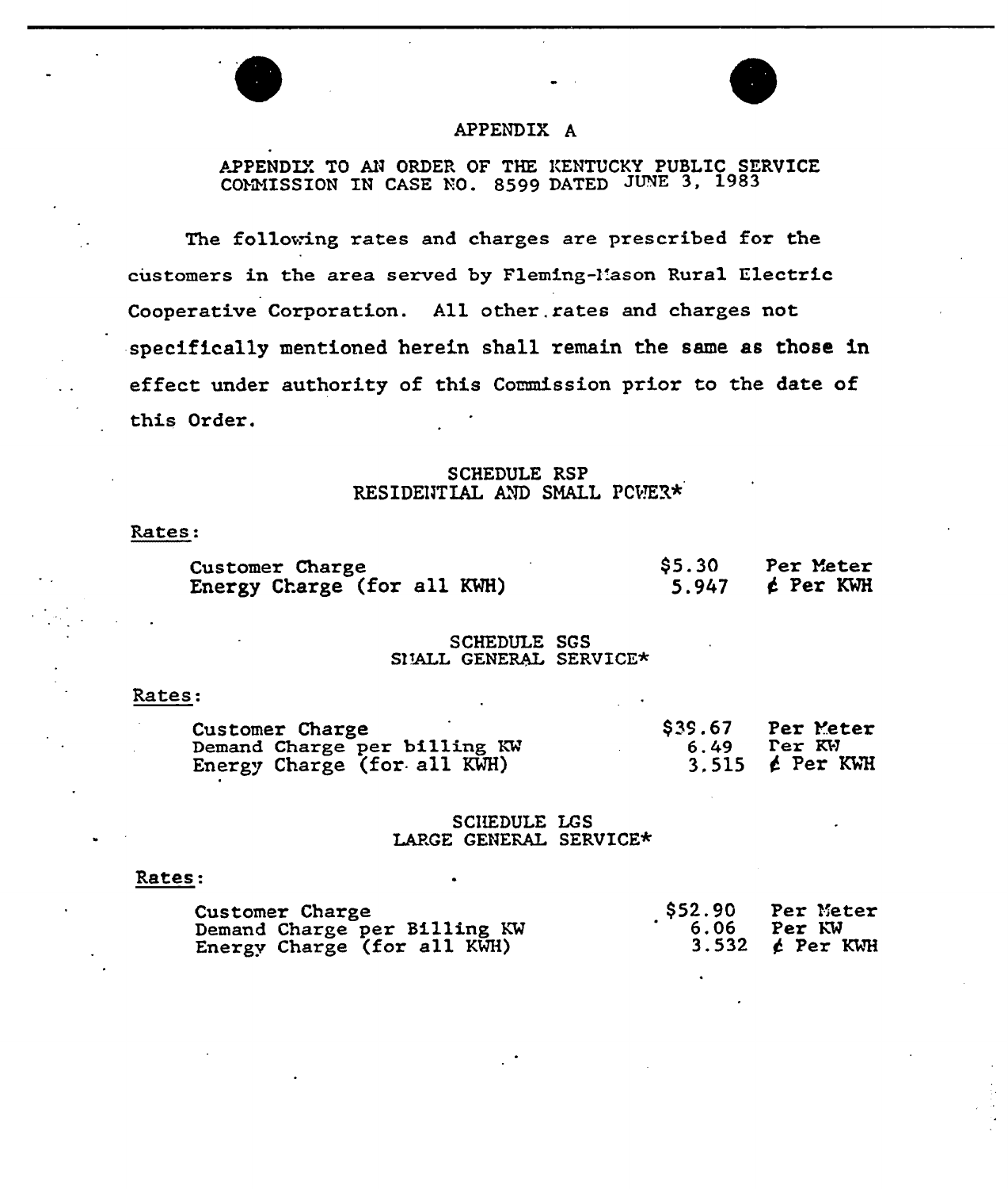## APPENDIX A

APPENDIX TO AN ORDER OF THE KENTUCKY PUBLIC SERVICE COMMISSION IN CASE NO. 8599 DATED JUNE 3, 1983

The following rates and charges are prescribed for the customers in the area served by Fleming-Mason Rural Electric Cooperative Corporation. All other rates and charges not specifically mentioned herein shall remain the same as those in effect under authority of this Commission prior to the date of this Order.

### SCHEDULE RSP
### RESIDENTIAL AND SMALL POWER*

Rates:

| | | |
|---|---|---|
| Customer Charge | $5.30 | Per Meter |
| Energy Charge (for all KWH) | 5.947 | ¢ Per KWH |

### SCHEDULE SGS
### SMALL GENERAL SERVICE*

Rates:

| | | |
|---|---|---|
| Customer Charge | $39.67 | Per Meter |
| Demand Charge per billing KW | 6.49 | Per KW |
| Energy Charge (for all KWH) | 3.515 | ¢ Per KWH |

### SCHEDULE LGS
### LARGE GENERAL SERVICE*

Rates:

| | | |
|---|---|---|
| Customer Charge | $52.90 | Per Meter |
| Demand Charge per Billing KW | 6.06 | Per KW |
| Energy Charge (for all KWH) | 3.532 | ¢ Per KWH |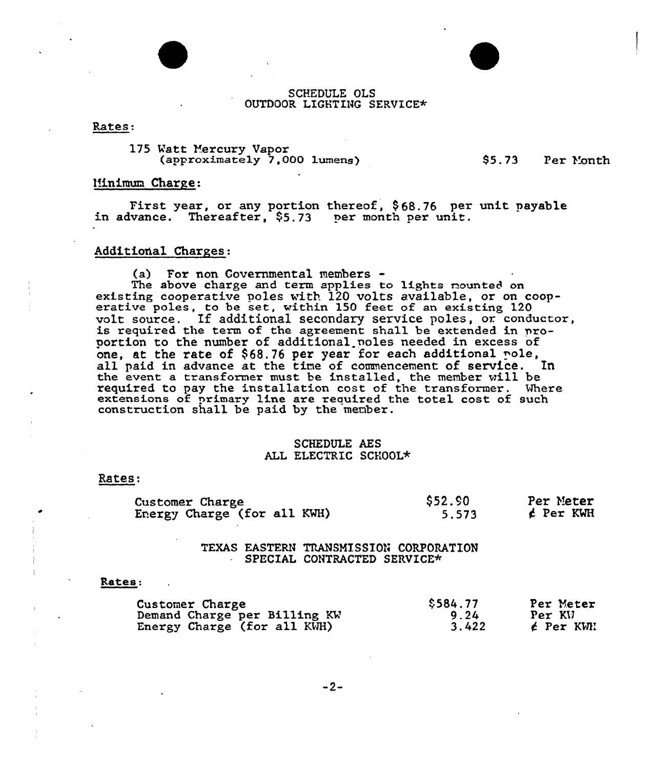## SCHEDULE OLS
## OUTDOOR LIGHTING SERVICE*

Rates:

| | | |
|---|---|---|
| 175 Watt Mercury Vapor (approximately 7,000 lumens) | $5.73 | Per Month |

Minimum Charge:

First year, or any portion thereof, $68.76 per unit payable in advance. Thereafter, $5.73 per month per unit.

Additional Charges:

(a) For non Governmental members -
The above charge and term applies to lights mounted on existing cooperative poles with 120 volts available, or on cooperative poles, to be set, within 150 feet of an existing 120 volt source. If additional secondary service poles, or conductor, is required the term of the agreement shall be extended in proportion to the number of additional poles needed in excess of one, at the rate of $68.76 per year for each additional pole, all paid in advance at the time of commencement of service. In the event a transformer must be installed, the member will be required to pay the installation cost of the transformer. Where extensions of primary line are required the total cost of such construction shall be paid by the member.

## SCHEDULE AES
## ALL ELECTRIC SCHOOL*

Rates:

| | | |
|---|---|---|
| Customer Charge | $52.90 | Per Meter |
| Energy Charge (for all KWH) | 5.573 | ¢ Per KWH |

## TEXAS EASTERN TRANSMISSION CORPORATION
## SPECIAL CONTRACTED SERVICE*

Rates:

| | | |
|---|---|---|
| Customer Charge | $584.77 | Per Meter |
| Demand Charge per Billing KW | 9.24 | Per KW |
| Energy Charge (for all KWH) | 3.422 | ¢ Per KWH |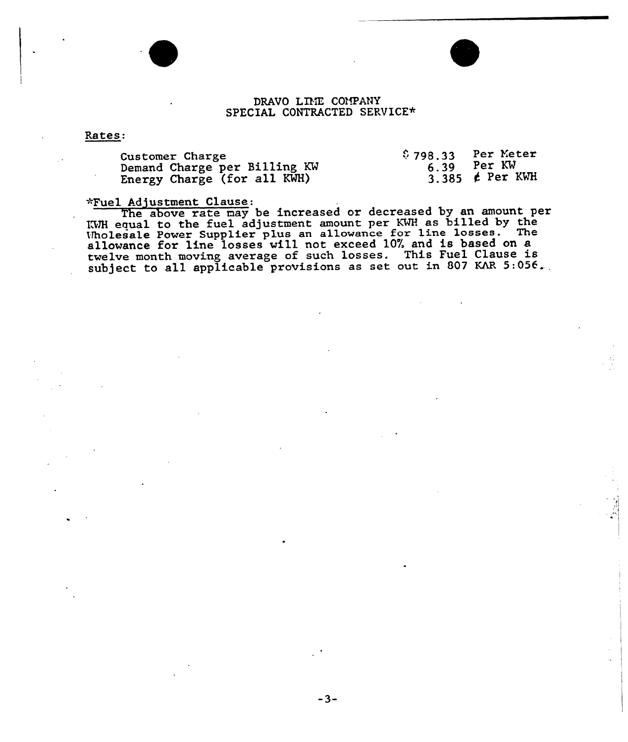## DRAVO LIME COMPANY
## SPECIAL CONTRACTED SERVICE*

Rates:

| | | |
|---|---|---|
| Customer Charge | $ 798.33 | Per Meter |
| Demand Charge per Billing KW | 6.39 | Per KW |
| Energy Charge (for all KWH) | 3.385 | ¢ Per KWH |

*Fuel Adjustment Clause:

The above rate may be increased or decreased by an amount per KWH equal to the fuel adjustment amount per KWH as billed by the Wholesale Power Supplier plus an allowance for line losses. The allowance for line losses will not exceed 10% and is based on a twelve month moving average of such losses. This Fuel Clause is subject to all applicable provisions as set out in 807 KAR 5:056.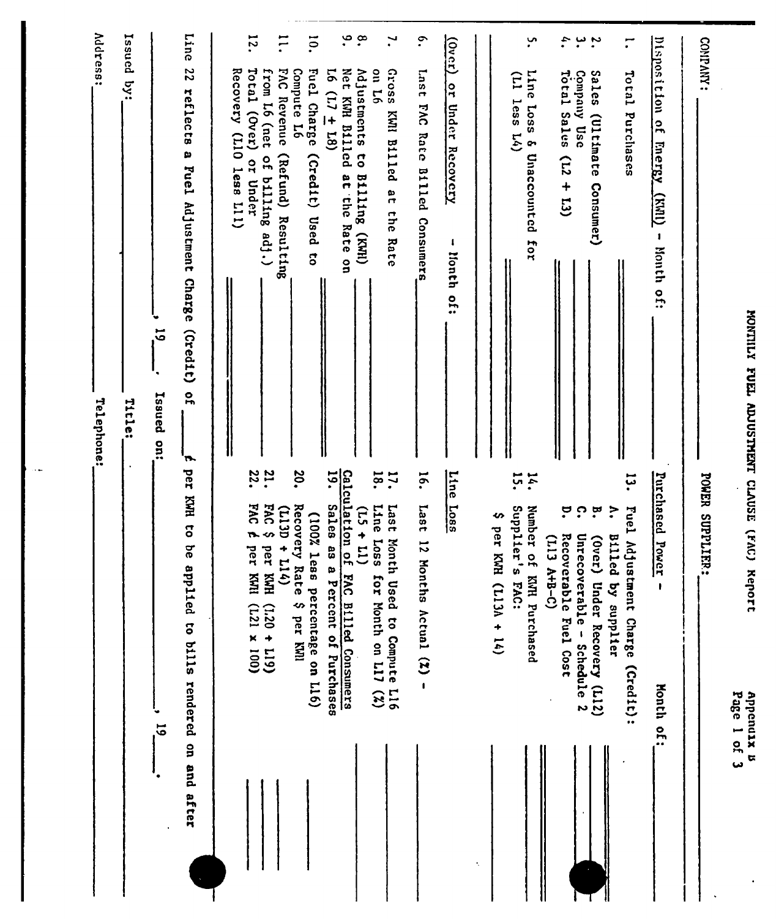Appendix B

# MONTHLY FUEL ADJUSTMENT CLAUSE (FAC) Report

COMPANY: ______________________ POWER SUPPLIER: ______________________

**Disposition of Energy (KWH)** - Month of: ____________

1. Total Purchases ____________
2. Sales (Ultimate Consumer) ____________
3. Company Use ____________
4. Total Sales (L2 + L3) ____________
5. Line Loss & Unaccounted for (L1 less L4) ____________

**(Over) or Under Recovery** - Month of: ____________

6. Last FAC Rate Billed Consumers ____________
7. Gross KWH Billed at the Rate on L6 ____________
8. Adjustments to Billing (KWH) ____________
9. Net KWH Billed at the Rate on L6 (L7 ± L8) ____________
10. Fuel Charge (Credit) Used to Compute L6 ____________
11. FAC Revenue (Refund) Resulting from L6 (net of billing adj.) ____________
12. Total (Over) or Under Recovery (L10 less L11) ____________

**Purchased Power** - Month of: ____________

13. Fuel Adjustment Charge (Credit):
    - A. Billed by supplier ____________
    - B. (Over) Under Recovery (L12) ____________
    - C. Unrecoverable - Schedule 2 ____________
    - D. Recoverable Fuel Cost (L13 A+B-C) ____________
14. Number of KWH Purchased ____________
15. Supplier's FAC: $ per KWH (L13A ÷ 14) ____________

**Line Loss**

16. Last 12 Months Actual (%) - ____________
17. Last Month Used to Compute L16 ____________
18. Line Loss for Month on L17 (%) (L5 ÷ L1) ____________

**Calculation of FAC Billed Consumers**

19. Sales as a Percent of Purchases (100% less percentage on L16) ____________
20. Recovery Rate $ per KWH (L13D ÷ L14) ____________
21. FAC $ per KWH (L20 ÷ L19) ____________
22. FAC ¢ per KWH (L21 x 100) ____________

Line 22 reflects a Fuel Adjustment Charge (Credit) of ______ ¢ per KWH to be applied to bills rendered on and after ____________, 19____. Issued on: ____________, 19____.

Issued by: ____________ Title: ____________

Address: ____________ Telephone: ____________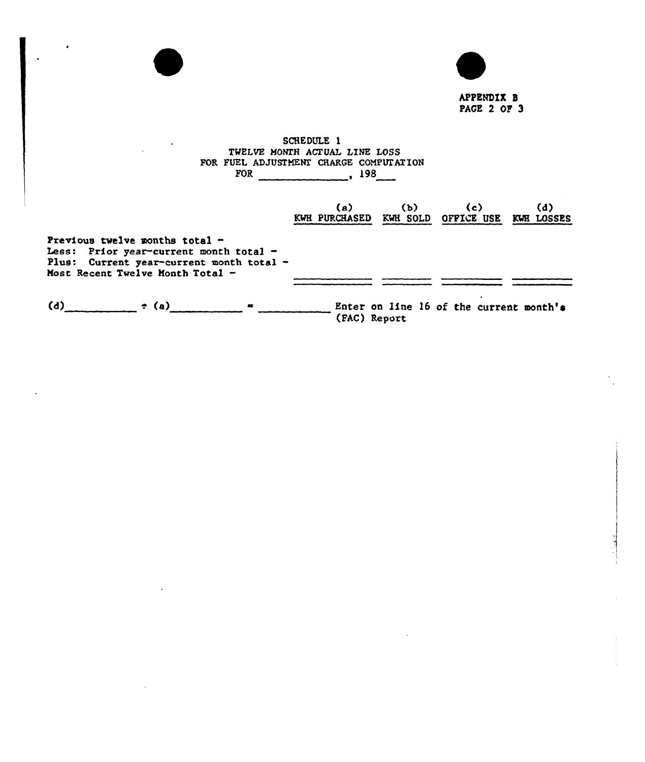APPENDIX B
PAGE 2 OF 3

## SCHEDULE 1
### TWELVE MONTH ACTUAL LINE LOSS
### FOR FUEL ADJUSTMENT CHARGE COMPUTATION
FOR ______________, 198___

| | (a) KWH PURCHASED | (b) KWH SOLD | (c) OFFICE USE | (d) KWH LOSSES |
|---|---|---|---|---|
| Previous twelve months total - | | | | |
| Less: Prior year-current month total - | | | | |
| Plus: Current year-current month total - | | | | |
| Most Recent Twelve Month Total - | | | | |

(d)__________ ÷ (a)__________ = __________ Enter on line 16 of the current month's (FAC) Report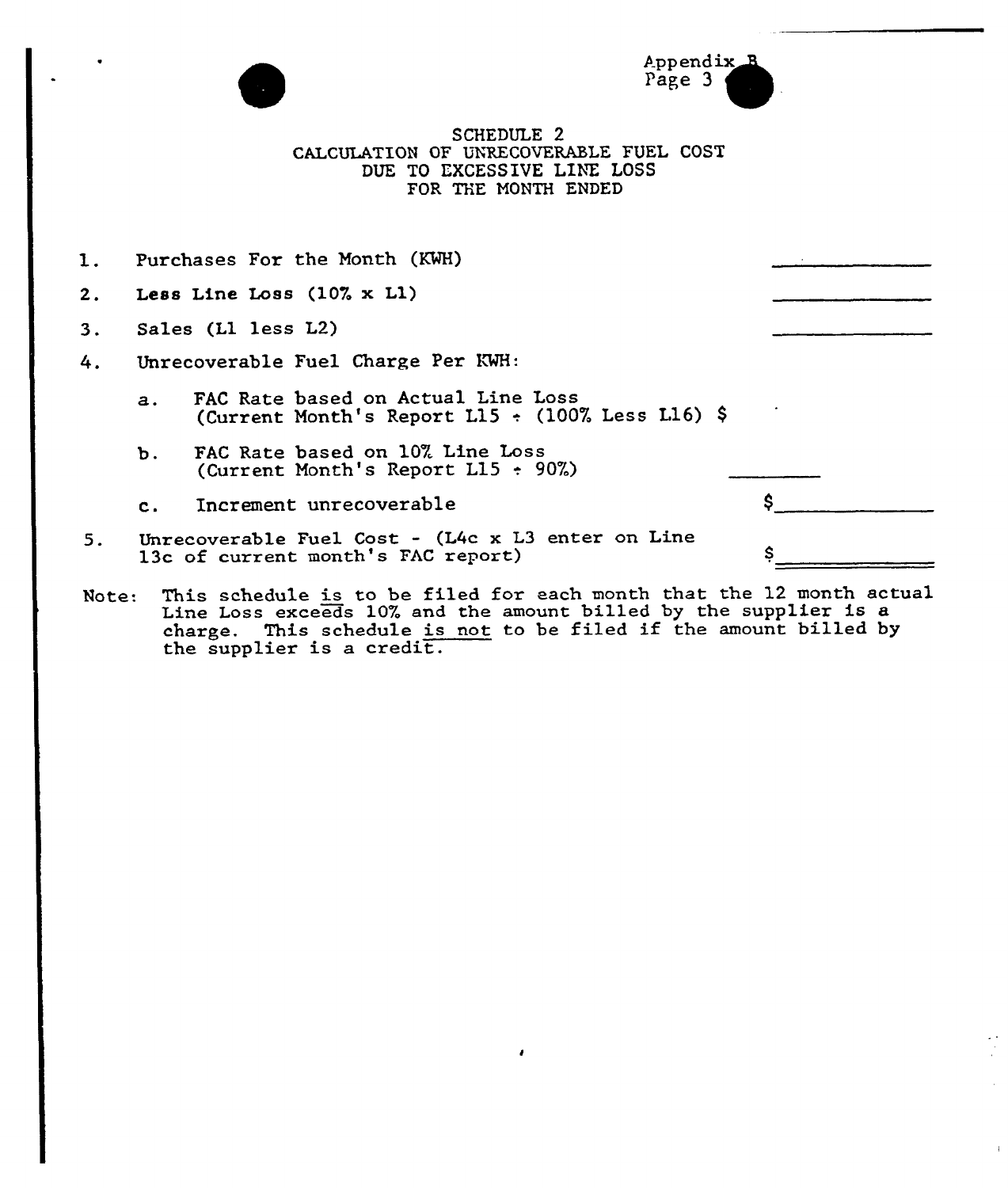Appendix B
Page 3

## SCHEDULE 2
## CALCULATION OF UNRECOVERABLE FUEL COST DUE TO EXCESSIVE LINE LOSS FOR THE MONTH ENDED

1. Purchases For the Month (KWH) ______________
2. **Less Line Loss** (10% x L1) ______________
3. Sales (L1 less L2) ______________
4. Unrecoverable Fuel Charge Per KWH:
   - a. FAC Rate based on Actual Line Loss (Current Month's Report L15 ÷ (100% Less L16) $
   - b. FAC Rate based on 10% Line Loss (Current Month's Report L15 ÷ 90%) __________
   - c. Increment unrecoverable $______________
5. Unrecoverable Fuel Cost - (L4c x L3 enter on Line 13c of current month's FAC report) $______________

Note: This schedule is to be filed for each month that the 12 month actual Line Loss exceeds 10% and the amount billed by the supplier is a charge. This schedule is not to be filed if the amount billed by the supplier is a credit.